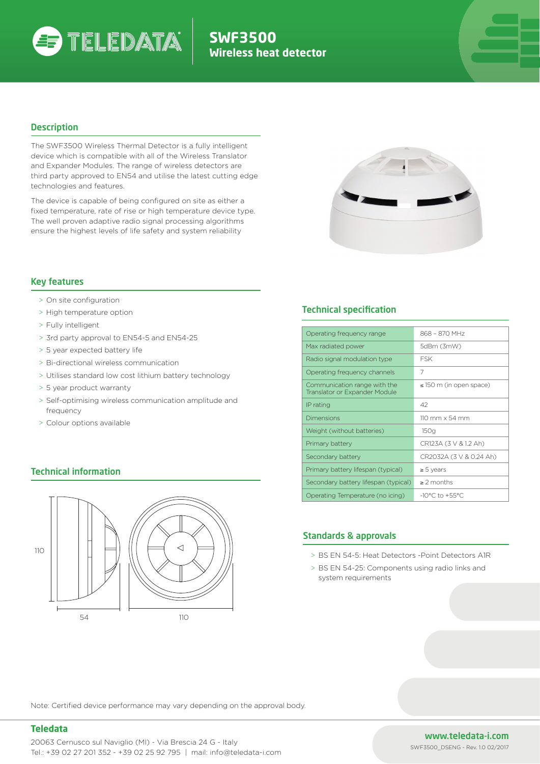# SWF3500
## Wireless heat detector

## Description

The SWF3500 Wireless Thermal Detector is a fully intelligent device which is compatible with all of the Wireless Translator and Expander Modules. The range of wireless detectors are third party approved to EN54 and utilise the latest cutting edge technologies and features.

The device is capable of being configured on site as either a fixed temperature, rate of rise or high temperature device type. The well proven adaptive radio signal processing algorithms ensure the highest levels of life safety and system reliability

## Key features

- On site configuration
- High temperature option
- Fully intelligent
- 3rd party approval to EN54-5 and EN54-25
- 5 year expected battery life
- Bi-directional wireless communication
- Utilises standard low cost lithium battery technology
- 5 year product warranty
- Self-optimising wireless communication amplitude and frequency
- Colour options available

## Technical information

110

54

110

## Technical specification

| Parameter | Value |
|---|---|
| Operating frequency range | 868 – 870 MHz |
| Max radiated power | 5dBm (3mW) |
| Radio signal modulation type | FSK |
| Operating frequency channels | 7 |
| Communication range with the Translator or Expander Module | ≤ 150 m (in open space) |
| IP rating | 42 |
| Dimensions | 110 mm x 54 mm |
| Weight (without batteries) | 150g |
| Primary battery | CR123A (3 V & 1.2 Ah) |
| Secondary battery | CR2032A (3 V & 0.24 Ah) |
| Primary battery lifespan (typical) | ≥ 5 years |
| Secondary battery lifespan (typical) | ≥ 2 months |
| Operating Temperature (no icing) | -10°C to +55°C |

## Standards & approvals

- BS EN 54-5: Heat Detectors -Point Detectors A1R
- BS EN 54-25: Components using radio links and system requirements

Note: Certified device performance may vary depending on the approval body.

**Teledata**

20063 Cernusco sul Naviglio (MI) - Via Brescia 24 G - Italy
Tel.: +39 02 27 201 352 - +39 02 25 92 795 | mail: info@teledata-i.com

**www.teledata-i.com**

SWF3500_DSENG - Rev. 1.0 02/2017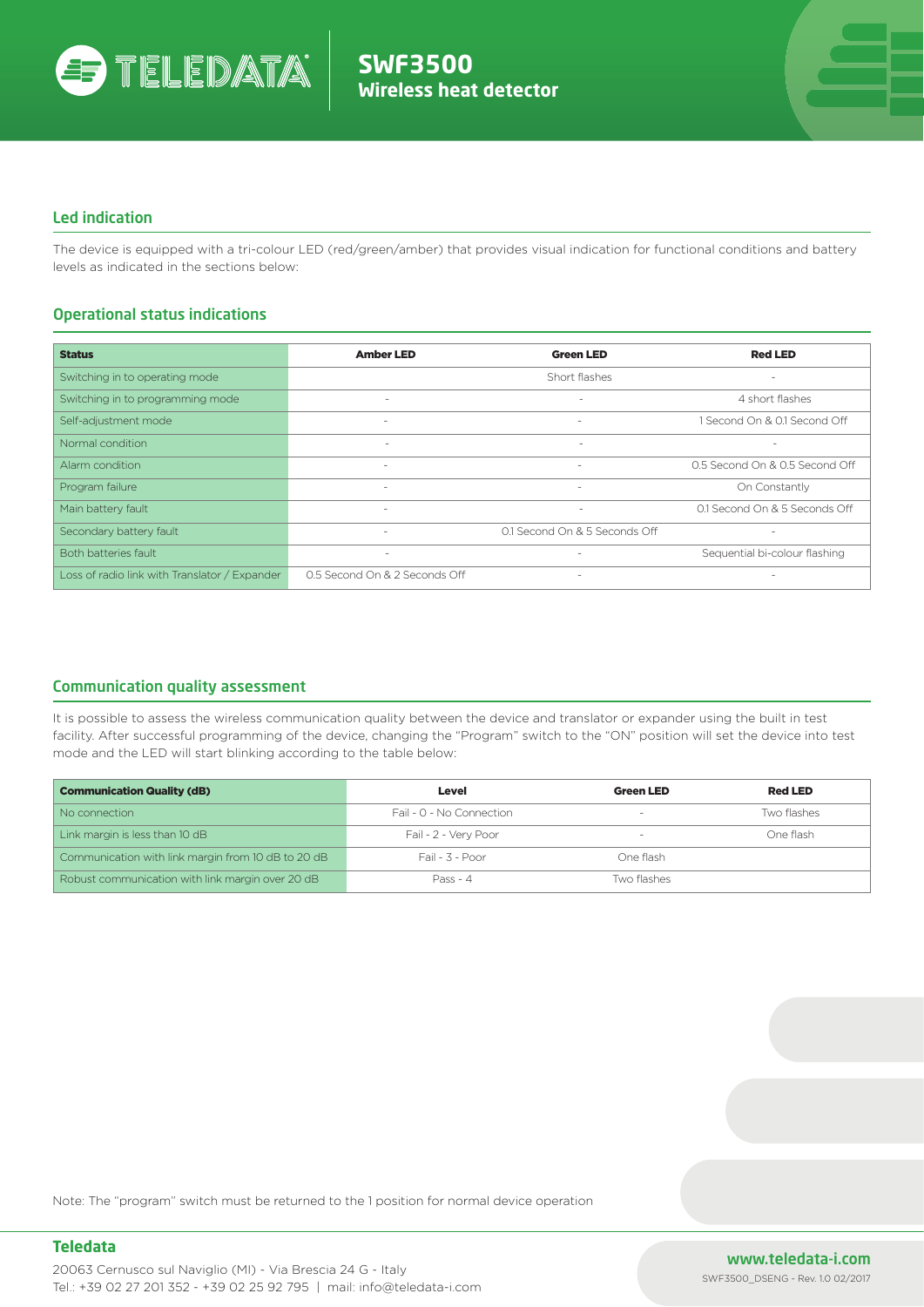## Led indication

The device is equipped with a tri-colour LED (red/green/amber) that provides visual indication for functional conditions and battery levels as indicated in the sections below:

## Operational status indications

| Status | Amber LED | Green LED | Red LED |
|---|---|---|---|
| Switching in to operating mode | | Short flashes | - |
| Switching in to programming mode | - | - | 4 short flashes |
| Self-adjustment mode | - | - | 1 Second On & 0.1 Second Off |
| Normal condition | - | - | - |
| Alarm condition | - | - | 0.5 Second On & 0.5 Second Off |
| Program failure | - | - | On Constantly |
| Main battery fault | - | - | 0.1 Second On & 5 Seconds Off |
| Secondary battery fault | - | 0.1 Second On & 5 Seconds Off | - |
| Both batteries fault | - | - | Sequential bi-colour flashing |
| Loss of radio link with Translator / Expander | 0.5 Second On & 2 Seconds Off | - | - |

## Communication quality assessment

It is possible to assess the wireless communication quality between the device and translator or expander using the built in test facility. After successful programming of the device, changing the "Program" switch to the "ON" position will set the device into test mode and the LED will start blinking according to the table below:

| Communication Quality (dB) | Level | Green LED | Red LED |
|---|---|---|---|
| No connection | Fail - 0 - No Connection | - | Two flashes |
| Link margin is less than 10 dB | Fail - 2 - Very Poor | - | One flash |
| Communication with link margin from 10 dB to 20 dB | Fail - 3 - Poor | One flash | |
| Robust communication with link margin over 20 dB | Pass - 4 | Two flashes | |

Note: The "program" switch must be returned to the 1 position for normal device operation